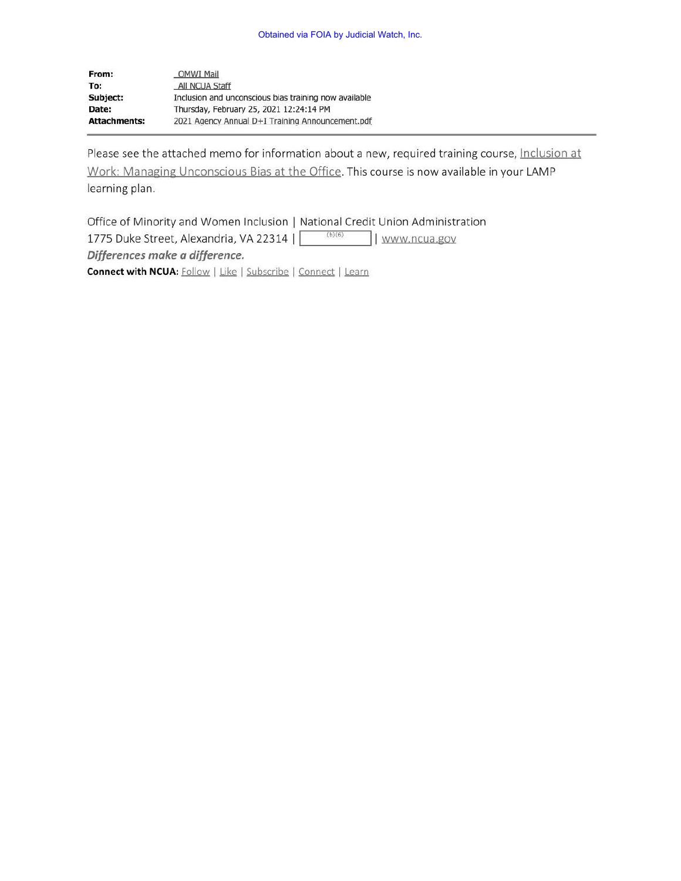Obtained via FOIA by Judicial Watch, Inc.

| | |
|---|---|
| **From:** | _OMWI Mail |
| **To:** | _All NCUA Staff |
| **Subject:** | Inclusion and unconscious bias training now available |
| **Date:** | Thursday, February 25, 2021 12:24:14 PM |
| **Attachments:** | 2021 Agency Annual D+I Training Announcement.pdf |

Please see the attached memo for information about a new, required training course, Inclusion at Work: Managing Unconscious Bias at the Office. This course is now available in your LAMP learning plan.

Office of Minority and Women Inclusion | National Credit Union Administration
1775 Duke Street, Alexandria, VA 22314 | (b)(6) | www.ncua.gov
***Differences make a difference.***
**Connect with NCUA:** Follow | Like | Subscribe | Connect | Learn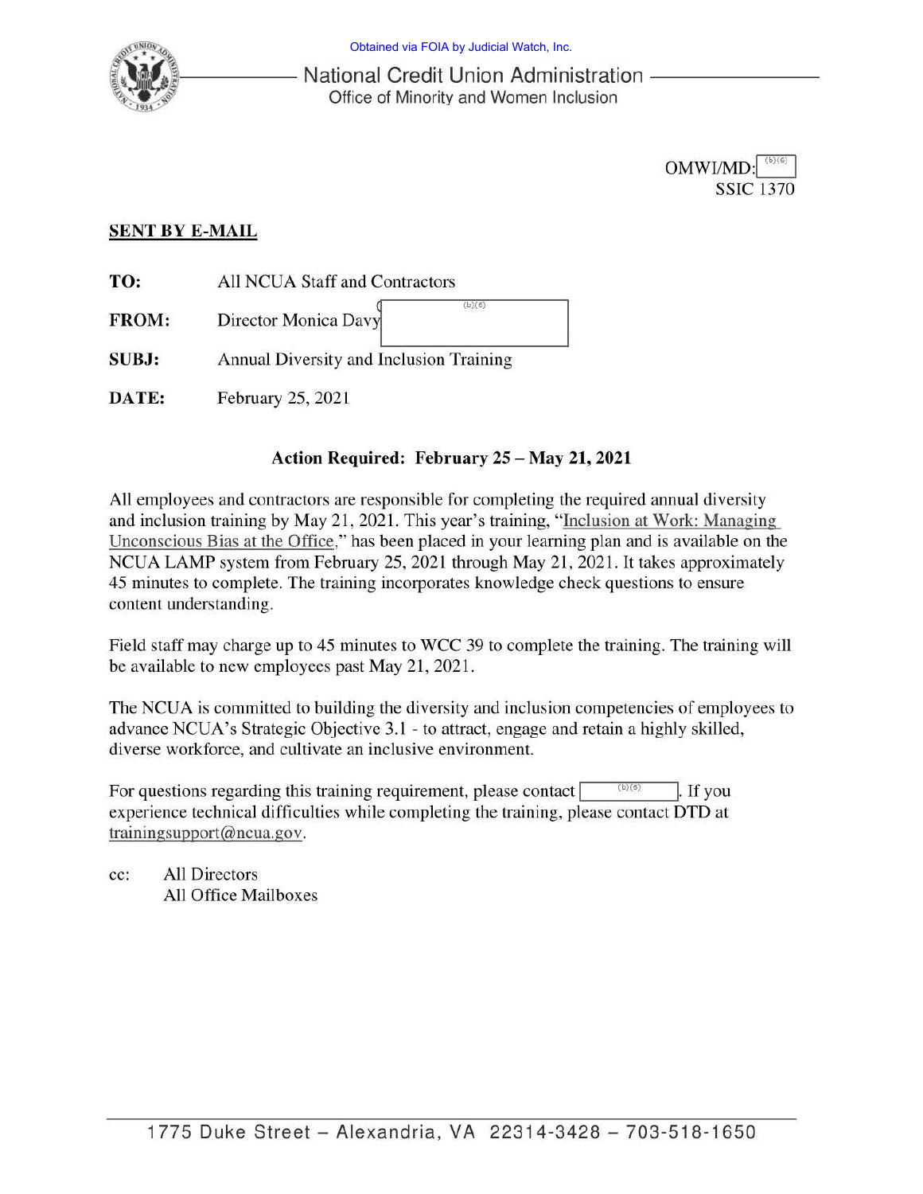National Credit Union Administration
Office of Minority and Women Inclusion

OMWI/MD: (b)(6)
SSIC 1370

**SENT BY E-MAIL**

**TO:** All NCUA Staff and Contractors

**FROM:** Director Monica Davy (b)(6)

**SUBJ:** Annual Diversity and Inclusion Training

**DATE:** February 25, 2021

**Action Required: February 25 – May 21, 2021**

All employees and contractors are responsible for completing the required annual diversity and inclusion training by May 21, 2021. This year's training, "Inclusion at Work: Managing Unconscious Bias at the Office," has been placed in your learning plan and is available on the NCUA LAMP system from February 25, 2021 through May 21, 2021. It takes approximately 45 minutes to complete. The training incorporates knowledge check questions to ensure content understanding.

Field staff may charge up to 45 minutes to WCC 39 to complete the training. The training will be available to new employees past May 21, 2021.

The NCUA is committed to building the diversity and inclusion competencies of employees to advance NCUA's Strategic Objective 3.1 - to attract, engage and retain a highly skilled, diverse workforce, and cultivate an inclusive environment.

For questions regarding this training requirement, please contact (b)(6). If you experience technical difficulties while completing the training, please contact DTD at trainingsupport@ncua.gov.

cc: All Directors
All Office Mailboxes

1775 Duke Street – Alexandria, VA 22314-3428 – 703-518-1650